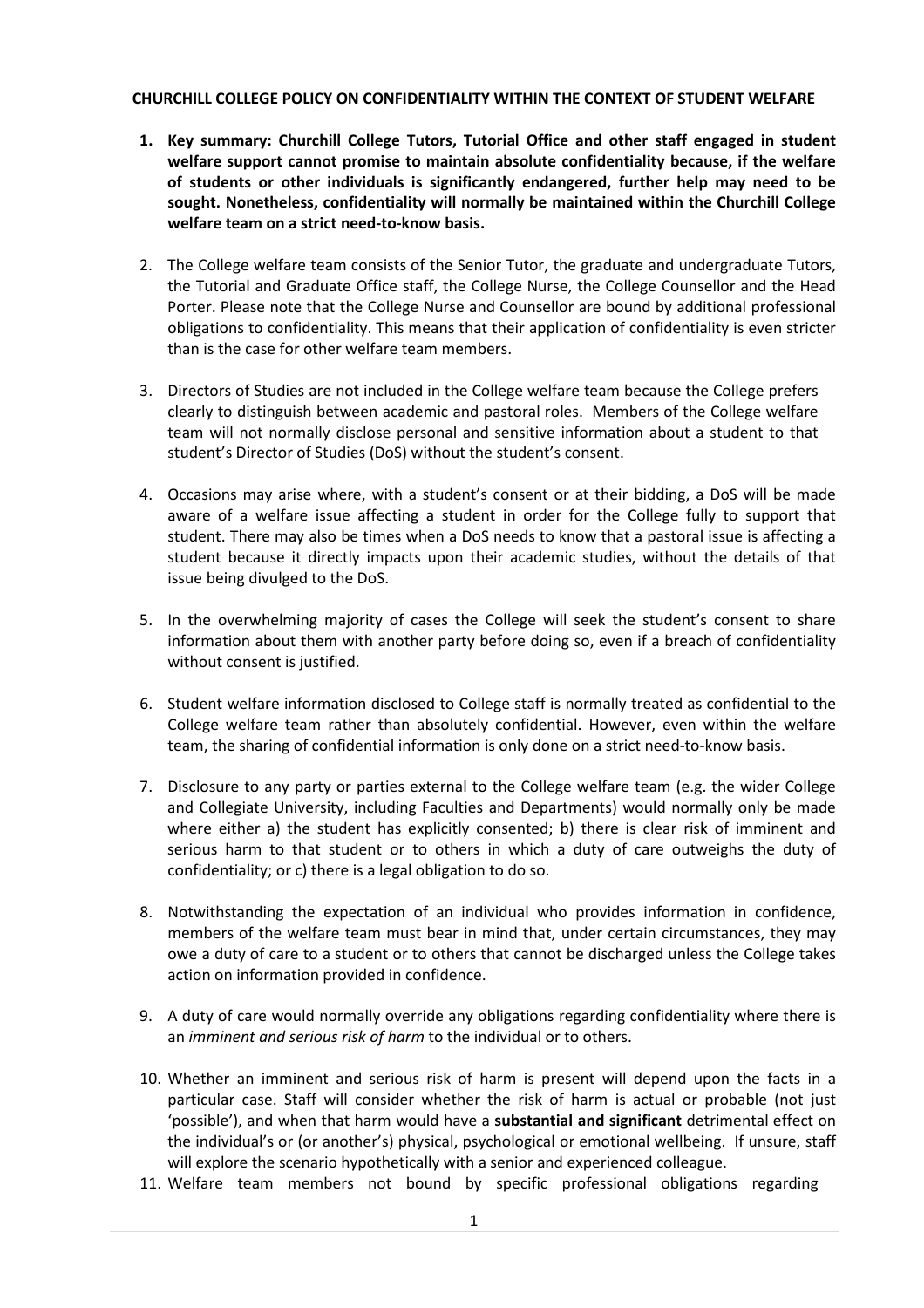**CHURCHILL COLLEGE POLICY ON CONFIDENTIALITY WITHIN THE CONTEXT OF STUDENT WELFARE**

1. **Key summary: Churchill College Tutors, Tutorial Office and other staff engaged in student welfare support cannot promise to maintain absolute confidentiality because, if the welfare of students or other individuals is significantly endangered, further help may need to be sought. Nonetheless, confidentiality will normally be maintained within the Churchill College welfare team on a strict need-to-know basis.**

2. The College welfare team consists of the Senior Tutor, the graduate and undergraduate Tutors, the Tutorial and Graduate Office staff, the College Nurse, the College Counsellor and the Head Porter. Please note that the College Nurse and Counsellor are bound by additional professional obligations to confidentiality. This means that their application of confidentiality is even stricter than is the case for other welfare team members.

3. Directors of Studies are not included in the College welfare team because the College prefers clearly to distinguish between academic and pastoral roles. Members of the College welfare team will not normally disclose personal and sensitive information about a student to that student's Director of Studies (DoS) without the student's consent.

4. Occasions may arise where, with a student's consent or at their bidding, a DoS will be made aware of a welfare issue affecting a student in order for the College fully to support that student. There may also be times when a DoS needs to know that a pastoral issue is affecting a student because it directly impacts upon their academic studies, without the details of that issue being divulged to the DoS.

5. In the overwhelming majority of cases the College will seek the student's consent to share information about them with another party before doing so, even if a breach of confidentiality without consent is justified.

6. Student welfare information disclosed to College staff is normally treated as confidential to the College welfare team rather than absolutely confidential. However, even within the welfare team, the sharing of confidential information is only done on a strict need-to-know basis.

7. Disclosure to any party or parties external to the College welfare team (e.g. the wider College and Collegiate University, including Faculties and Departments) would normally only be made where either a) the student has explicitly consented; b) there is clear risk of imminent and serious harm to that student or to others in which a duty of care outweighs the duty of confidentiality; or c) there is a legal obligation to do so.

8. Notwithstanding the expectation of an individual who provides information in confidence, members of the welfare team must bear in mind that, under certain circumstances, they may owe a duty of care to a student or to others that cannot be discharged unless the College takes action on information provided in confidence.

9. A duty of care would normally override any obligations regarding confidentiality where there is an *imminent and serious risk of harm* to the individual or to others.

10. Whether an imminent and serious risk of harm is present will depend upon the facts in a particular case. Staff will consider whether the risk of harm is actual or probable (not just 'possible'), and when that harm would have a **substantial and significant** detrimental effect on the individual's or (or another's) physical, psychological or emotional wellbeing. If unsure, staff will explore the scenario hypothetically with a senior and experienced colleague.

11. Welfare team members not bound by specific professional obligations regarding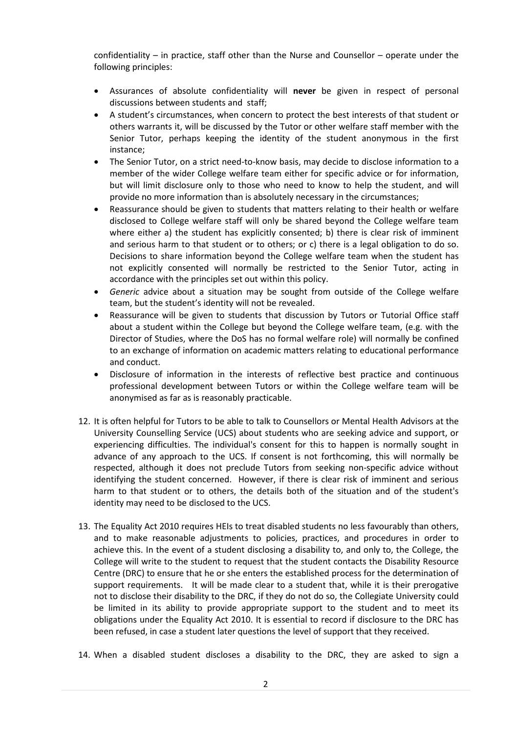confidentiality – in practice, staff other than the Nurse and Counsellor – operate under the following principles:

- Assurances of absolute confidentiality will **never** be given in respect of personal discussions between students and staff;
- A student's circumstances, when concern to protect the best interests of that student or others warrants it, will be discussed by the Tutor or other welfare staff member with the Senior Tutor, perhaps keeping the identity of the student anonymous in the first instance;
- The Senior Tutor, on a strict need-to-know basis, may decide to disclose information to a member of the wider College welfare team either for specific advice or for information, but will limit disclosure only to those who need to know to help the student, and will provide no more information than is absolutely necessary in the circumstances;
- Reassurance should be given to students that matters relating to their health or welfare disclosed to College welfare staff will only be shared beyond the College welfare team where either a) the student has explicitly consented; b) there is clear risk of imminent and serious harm to that student or to others; or c) there is a legal obligation to do so. Decisions to share information beyond the College welfare team when the student has not explicitly consented will normally be restricted to the Senior Tutor, acting in accordance with the principles set out within this policy.
- *Generic* advice about a situation may be sought from outside of the College welfare team, but the student's identity will not be revealed.
- Reassurance will be given to students that discussion by Tutors or Tutorial Office staff about a student within the College but beyond the College welfare team, (e.g. with the Director of Studies, where the DoS has no formal welfare role) will normally be confined to an exchange of information on academic matters relating to educational performance and conduct.
- Disclosure of information in the interests of reflective best practice and continuous professional development between Tutors or within the College welfare team will be anonymised as far as is reasonably practicable.

12. It is often helpful for Tutors to be able to talk to Counsellors or Mental Health Advisors at the University Counselling Service (UCS) about students who are seeking advice and support, or experiencing difficulties. The individual's consent for this to happen is normally sought in advance of any approach to the UCS. If consent is not forthcoming, this will normally be respected, although it does not preclude Tutors from seeking non-specific advice without identifying the student concerned. However, if there is clear risk of imminent and serious harm to that student or to others, the details both of the situation and of the student's identity may need to be disclosed to the UCS.

13. The Equality Act 2010 requires HEIs to treat disabled students no less favourably than others, and to make reasonable adjustments to policies, practices, and procedures in order to achieve this. In the event of a student disclosing a disability to, and only to, the College, the College will write to the student to request that the student contacts the Disability Resource Centre (DRC) to ensure that he or she enters the established process for the determination of support requirements. It will be made clear to a student that, while it is their prerogative not to disclose their disability to the DRC, if they do not do so, the Collegiate University could be limited in its ability to provide appropriate support to the student and to meet its obligations under the Equality Act 2010. It is essential to record if disclosure to the DRC has been refused, in case a student later questions the level of support that they received.

14. When a disabled student discloses a disability to the DRC, they are asked to sign a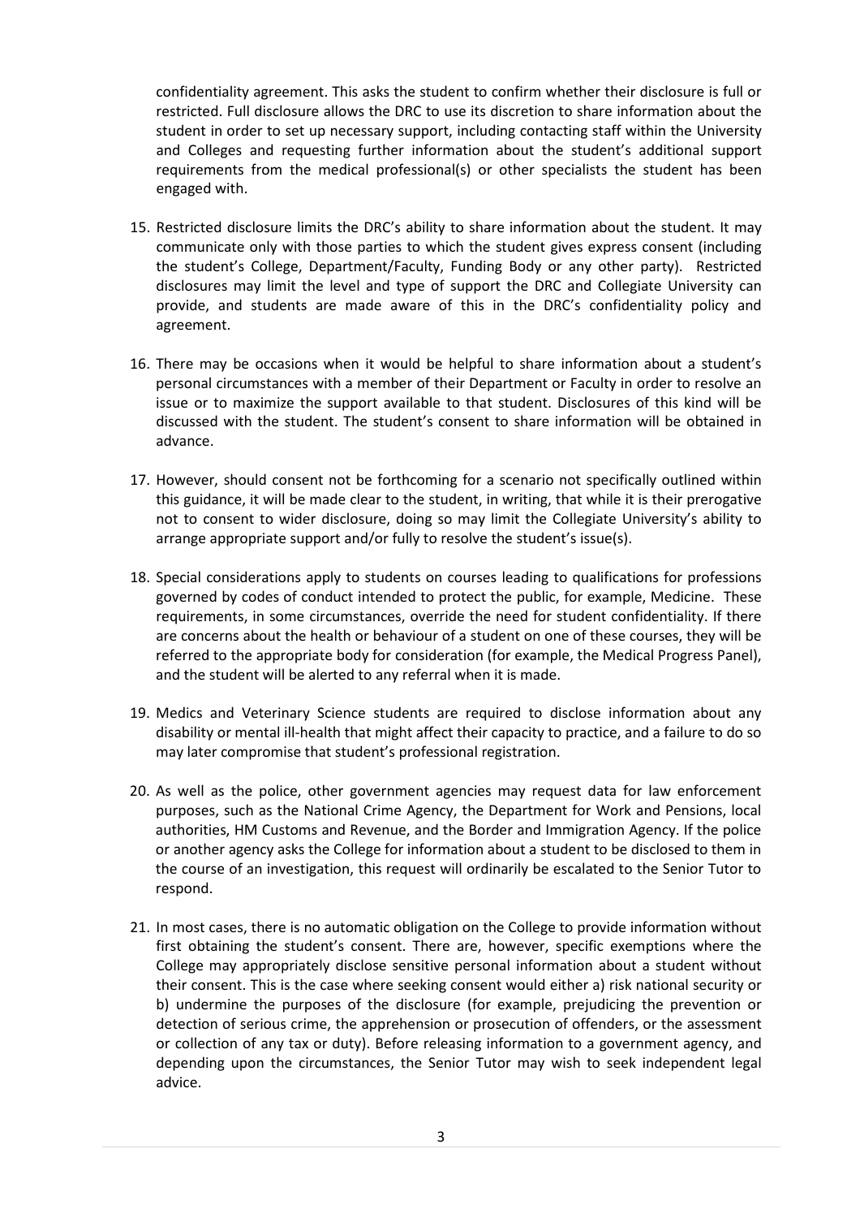confidentiality agreement. This asks the student to confirm whether their disclosure is full or restricted. Full disclosure allows the DRC to use its discretion to share information about the student in order to set up necessary support, including contacting staff within the University and Colleges and requesting further information about the student's additional support requirements from the medical professional(s) or other specialists the student has been engaged with.

15. Restricted disclosure limits the DRC's ability to share information about the student. It may communicate only with those parties to which the student gives express consent (including the student's College, Department/Faculty, Funding Body or any other party). Restricted disclosures may limit the level and type of support the DRC and Collegiate University can provide, and students are made aware of this in the DRC's confidentiality policy and agreement.

16. There may be occasions when it would be helpful to share information about a student's personal circumstances with a member of their Department or Faculty in order to resolve an issue or to maximize the support available to that student. Disclosures of this kind will be discussed with the student. The student's consent to share information will be obtained in advance.

17. However, should consent not be forthcoming for a scenario not specifically outlined within this guidance, it will be made clear to the student, in writing, that while it is their prerogative not to consent to wider disclosure, doing so may limit the Collegiate University's ability to arrange appropriate support and/or fully to resolve the student's issue(s).

18. Special considerations apply to students on courses leading to qualifications for professions governed by codes of conduct intended to protect the public, for example, Medicine. These requirements, in some circumstances, override the need for student confidentiality. If there are concerns about the health or behaviour of a student on one of these courses, they will be referred to the appropriate body for consideration (for example, the Medical Progress Panel), and the student will be alerted to any referral when it is made.

19. Medics and Veterinary Science students are required to disclose information about any disability or mental ill-health that might affect their capacity to practice, and a failure to do so may later compromise that student's professional registration.

20. As well as the police, other government agencies may request data for law enforcement purposes, such as the National Crime Agency, the Department for Work and Pensions, local authorities, HM Customs and Revenue, and the Border and Immigration Agency. If the police or another agency asks the College for information about a student to be disclosed to them in the course of an investigation, this request will ordinarily be escalated to the Senior Tutor to respond.

21. In most cases, there is no automatic obligation on the College to provide information without first obtaining the student's consent. There are, however, specific exemptions where the College may appropriately disclose sensitive personal information about a student without their consent. This is the case where seeking consent would either a) risk national security or b) undermine the purposes of the disclosure (for example, prejudicing the prevention or detection of serious crime, the apprehension or prosecution of offenders, or the assessment or collection of any tax or duty). Before releasing information to a government agency, and depending upon the circumstances, the Senior Tutor may wish to seek independent legal advice.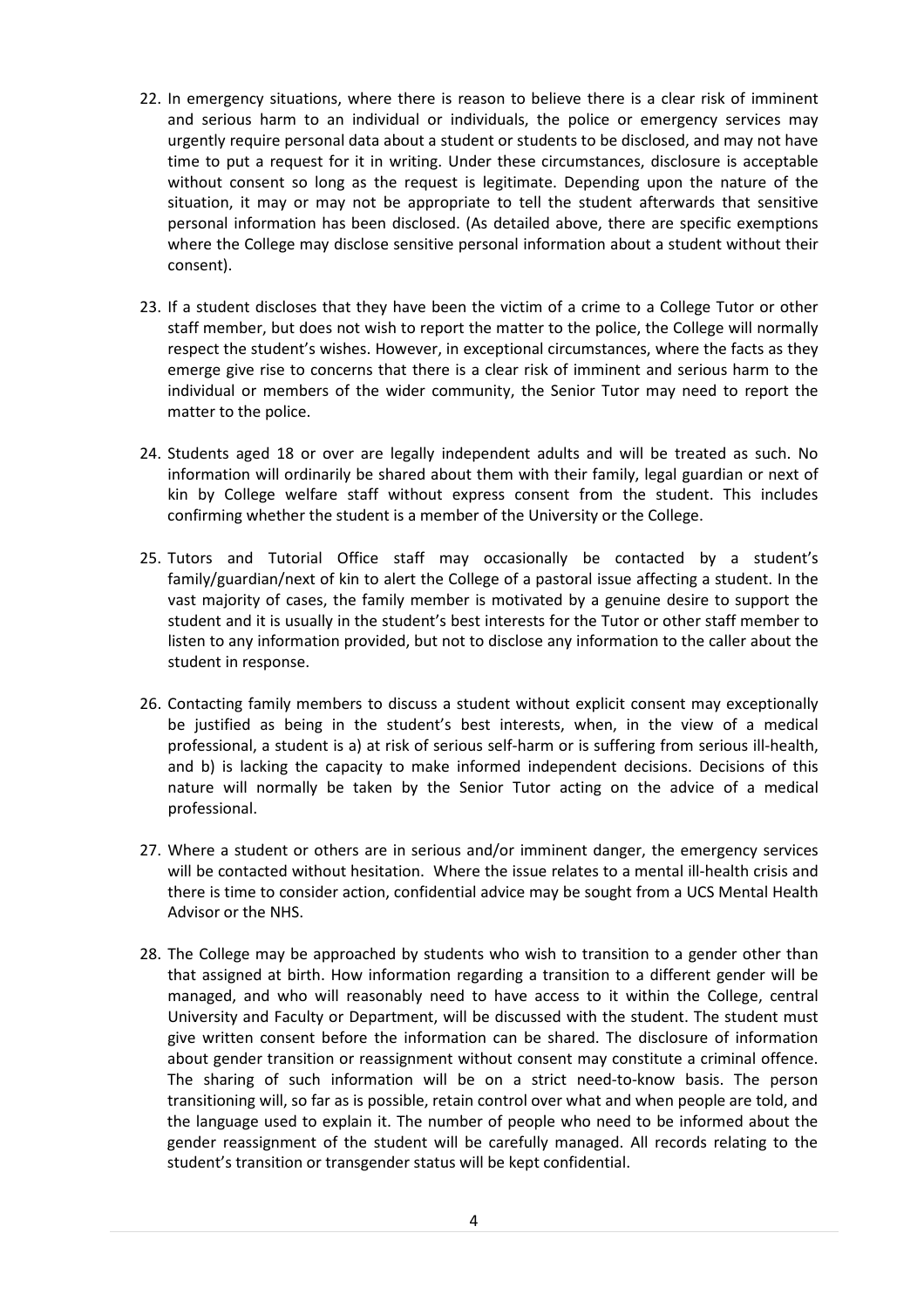22. In emergency situations, where there is reason to believe there is a clear risk of imminent and serious harm to an individual or individuals, the police or emergency services may urgently require personal data about a student or students to be disclosed, and may not have time to put a request for it in writing. Under these circumstances, disclosure is acceptable without consent so long as the request is legitimate. Depending upon the nature of the situation, it may or may not be appropriate to tell the student afterwards that sensitive personal information has been disclosed. (As detailed above, there are specific exemptions where the College may disclose sensitive personal information about a student without their consent).

23. If a student discloses that they have been the victim of a crime to a College Tutor or other staff member, but does not wish to report the matter to the police, the College will normally respect the student's wishes. However, in exceptional circumstances, where the facts as they emerge give rise to concerns that there is a clear risk of imminent and serious harm to the individual or members of the wider community, the Senior Tutor may need to report the matter to the police.

24. Students aged 18 or over are legally independent adults and will be treated as such. No information will ordinarily be shared about them with their family, legal guardian or next of kin by College welfare staff without express consent from the student. This includes confirming whether the student is a member of the University or the College.

25. Tutors and Tutorial Office staff may occasionally be contacted by a student's family/guardian/next of kin to alert the College of a pastoral issue affecting a student. In the vast majority of cases, the family member is motivated by a genuine desire to support the student and it is usually in the student's best interests for the Tutor or other staff member to listen to any information provided, but not to disclose any information to the caller about the student in response.

26. Contacting family members to discuss a student without explicit consent may exceptionally be justified as being in the student's best interests, when, in the view of a medical professional, a student is a) at risk of serious self-harm or is suffering from serious ill-health, and b) is lacking the capacity to make informed independent decisions. Decisions of this nature will normally be taken by the Senior Tutor acting on the advice of a medical professional.

27. Where a student or others are in serious and/or imminent danger, the emergency services will be contacted without hesitation. Where the issue relates to a mental ill-health crisis and there is time to consider action, confidential advice may be sought from a UCS Mental Health Advisor or the NHS.

28. The College may be approached by students who wish to transition to a gender other than that assigned at birth. How information regarding a transition to a different gender will be managed, and who will reasonably need to have access to it within the College, central University and Faculty or Department, will be discussed with the student. The student must give written consent before the information can be shared. The disclosure of information about gender transition or reassignment without consent may constitute a criminal offence. The sharing of such information will be on a strict need-to-know basis. The person transitioning will, so far as is possible, retain control over what and when people are told, and the language used to explain it. The number of people who need to be informed about the gender reassignment of the student will be carefully managed. All records relating to the student's transition or transgender status will be kept confidential.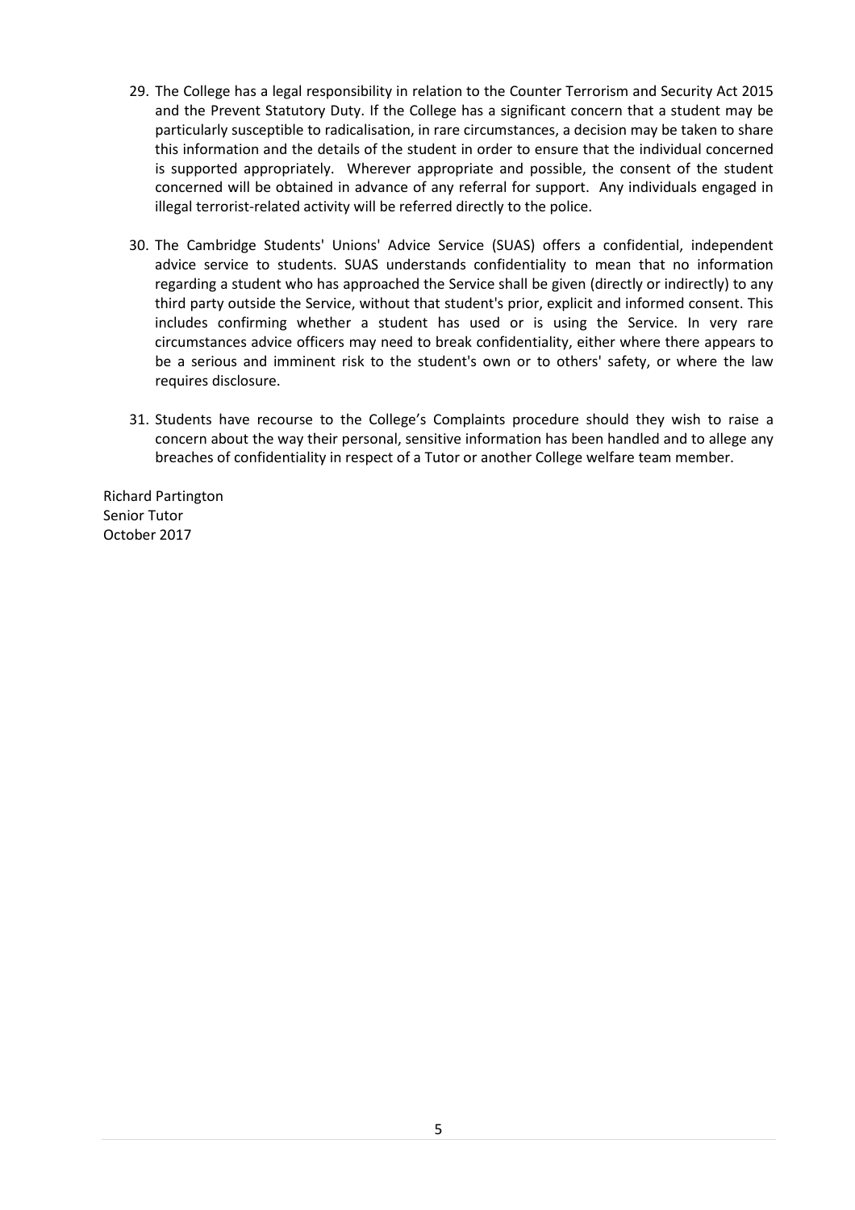29. The College has a legal responsibility in relation to the Counter Terrorism and Security Act 2015 and the Prevent Statutory Duty. If the College has a significant concern that a student may be particularly susceptible to radicalisation, in rare circumstances, a decision may be taken to share this information and the details of the student in order to ensure that the individual concerned is supported appropriately. Wherever appropriate and possible, the consent of the student concerned will be obtained in advance of any referral for support. Any individuals engaged in illegal terrorist-related activity will be referred directly to the police.

30. The Cambridge Students' Unions' Advice Service (SUAS) offers a confidential, independent advice service to students. SUAS understands confidentiality to mean that no information regarding a student who has approached the Service shall be given (directly or indirectly) to any third party outside the Service, without that student's prior, explicit and informed consent. This includes confirming whether a student has used or is using the Service. In very rare circumstances advice officers may need to break confidentiality, either where there appears to be a serious and imminent risk to the student's own or to others' safety, or where the law requires disclosure.

31. Students have recourse to the College's Complaints procedure should they wish to raise a concern about the way their personal, sensitive information has been handled and to allege any breaches of confidentiality in respect of a Tutor or another College welfare team member.

Richard Partington
Senior Tutor
October 2017